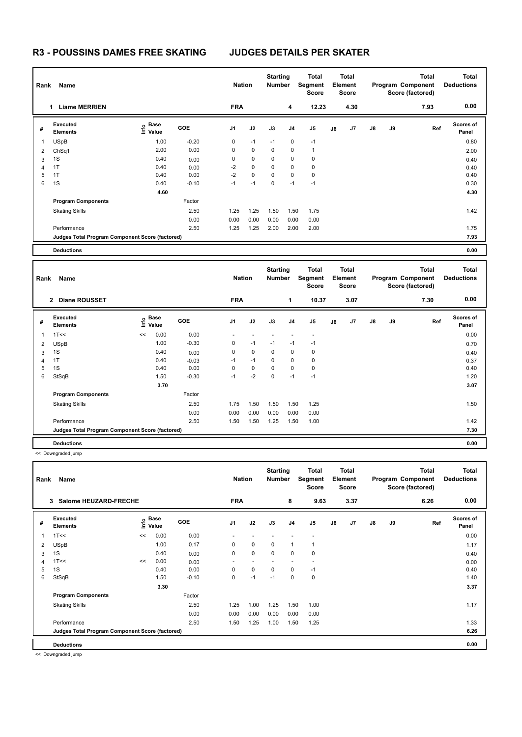# R3 - POUSSINS DAMES FREE SKATING JUDGES DETAILS PER SKATER

| Rank | Name | Nation | Starting Number | Total Segment Score | Total Element Score | Total Program Component Score (factored) | Total Deductions |
|---|---|---|---|---|---|---|---|
| 1 | Liame MERRIEN | FRA | 4 | 12.23 | 4.30 | 7.93 | 0.00 |

| # | Executed Elements | Info | Base Value | GOE | J1 | J2 | J3 | J4 | J5 | J6 | J7 | J8 | J9 | Ref | Scores of Panel |
|---|---|---|---|---|---|---|---|---|---|---|---|---|---|---|---|
| 1 | USpB | | 1.00 | -0.20 | 0 | -1 | -1 | 0 | -1 | | | | | | 0.80 |
| 2 | ChSq1 | | 2.00 | 0.00 | 0 | 0 | 0 | 0 | 1 | | | | | | 2.00 |
| 3 | 1S | | 0.40 | 0.00 | 0 | 0 | 0 | 0 | 0 | | | | | | 0.40 |
| 4 | 1T | | 0.40 | 0.00 | -2 | 0 | 0 | 0 | 0 | | | | | | 0.40 |
| 5 | 1T | | 0.40 | 0.00 | -2 | 0 | 0 | 0 | 0 | | | | | | 0.40 |
| 6 | 1S | | 0.40 | -0.10 | -1 | -1 | 0 | -1 | -1 | | | | | | 0.30 |
| | | | 4.60 | | | | | | | | | | | | 4.30 |
| | **Program Components** | | | Factor | | | | | | | | | | | |
| | Skating Skills | | | 2.50 | 1.25 | 1.25 | 1.50 | 1.50 | 1.75 | | | | | | 1.42 |
| | | | | 0.00 | 0.00 | 0.00 | 0.00 | 0.00 | 0.00 | | | | | | |
| | Performance | | | 2.50 | 1.25 | 1.25 | 2.00 | 2.00 | 2.00 | | | | | | 1.75 |
| | **Judges Total Program Component Score (factored)** | | | | | | | | | | | | | | 7.93 |
| | **Deductions** | | | | | | | | | | | | | | 0.00 |

| Rank | Name | Nation | Starting Number | Total Segment Score | Total Element Score | Total Program Component Score (factored) | Total Deductions |
|---|---|---|---|---|---|---|---|
| 2 | Diane ROUSSET | FRA | 1 | 10.37 | 3.07 | 7.30 | 0.00 |

| # | Executed Elements | Info | Base Value | GOE | J1 | J2 | J3 | J4 | J5 | J6 | J7 | J8 | J9 | Ref | Scores of Panel |
|---|---|---|---|---|---|---|---|---|---|---|---|---|---|---|---|
| 1 | 1T<< | << | 0.00 | 0.00 | - | - | - | - | - | | | | | | 0.00 |
| 2 | USpB | | 1.00 | -0.30 | 0 | -1 | -1 | -1 | -1 | | | | | | 0.70 |
| 3 | 1S | | 0.40 | 0.00 | 0 | 0 | 0 | 0 | 0 | | | | | | 0.40 |
| 4 | 1T | | 0.40 | -0.03 | -1 | -1 | 0 | 0 | 0 | | | | | | 0.37 |
| 5 | 1S | | 0.40 | 0.00 | 0 | 0 | 0 | 0 | 0 | | | | | | 0.40 |
| 6 | StSqB | | 1.50 | -0.30 | -1 | -2 | 0 | -1 | -1 | | | | | | 1.20 |
| | | | 3.70 | | | | | | | | | | | | 3.07 |
| | **Program Components** | | | Factor | | | | | | | | | | | |
| | Skating Skills | | | 2.50 | 1.75 | 1.50 | 1.50 | 1.50 | 1.25 | | | | | | 1.50 |
| | | | | 0.00 | 0.00 | 0.00 | 0.00 | 0.00 | 0.00 | | | | | | |
| | Performance | | | 2.50 | 1.50 | 1.50 | 1.25 | 1.50 | 1.00 | | | | | | 1.42 |
| | **Judges Total Program Component Score (factored)** | | | | | | | | | | | | | | 7.30 |
| | **Deductions** | | | | | | | | | | | | | | 0.00 |

<< Downgraded jump

| Rank | Name | Nation | Starting Number | Total Segment Score | Total Element Score | Total Program Component Score (factored) | Total Deductions |
|---|---|---|---|---|---|---|---|
| 3 | Salome HEUZARD-FRECHE | FRA | 8 | 9.63 | 3.37 | 6.26 | 0.00 |

| # | Executed Elements | Info | Base Value | GOE | J1 | J2 | J3 | J4 | J5 | J6 | J7 | J8 | J9 | Ref | Scores of Panel |
|---|---|---|---|---|---|---|---|---|---|---|---|---|---|---|---|
| 1 | 1T<< | << | 0.00 | 0.00 | - | - | - | - | - | | | | | | 0.00 |
| 2 | USpB | | 1.00 | 0.17 | 0 | 0 | 0 | 1 | 1 | | | | | | 1.17 |
| 3 | 1S | | 0.40 | 0.00 | 0 | 0 | 0 | 0 | 0 | | | | | | 0.40 |
| 4 | 1T<< | << | 0.00 | 0.00 | - | - | - | - | - | | | | | | 0.00 |
| 5 | 1S | | 0.40 | 0.00 | 0 | 0 | 0 | 0 | -1 | | | | | | 0.40 |
| 6 | StSqB | | 1.50 | -0.10 | 0 | -1 | -1 | 0 | 0 | | | | | | 1.40 |
| | | | 3.30 | | | | | | | | | | | | 3.37 |
| | **Program Components** | | | Factor | | | | | | | | | | | |
| | Skating Skills | | | 2.50 | 1.25 | 1.00 | 1.25 | 1.50 | 1.00 | | | | | | 1.17 |
| | | | | 0.00 | 0.00 | 0.00 | 0.00 | 0.00 | 0.00 | | | | | | |
| | Performance | | | 2.50 | 1.50 | 1.25 | 1.00 | 1.50 | 1.25 | | | | | | 1.33 |
| | **Judges Total Program Component Score (factored)** | | | | | | | | | | | | | | 6.26 |
| | **Deductions** | | | | | | | | | | | | | | 0.00 |

<< Downgraded jump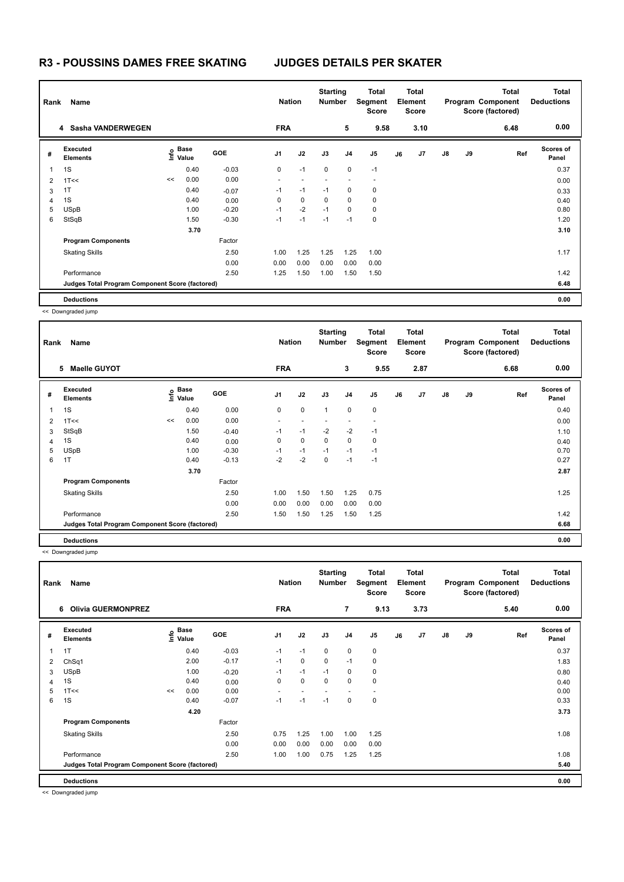# R3 - POUSSINS DAMES FREE SKATING JUDGES DETAILS PER SKATER

| Rank | Name | Nation | Starting Number | Total Segment Score | Total Element Score | Total Program Component Score (factored) | Total Deductions |
|---|---|---|---|---|---|---|---|
| 4 | Sasha VANDERWEGEN | FRA | 5 | 9.58 | 3.10 | 6.48 | 0.00 |

| # | Executed Elements | Info | Base Value | GOE | J1 | J2 | J3 | J4 | J5 | J6 | J7 | J8 | J9 | Ref | Scores of Panel |
|---|---|---|---|---|---|---|---|---|---|---|---|---|---|---|---|
| 1 | 1S | | 0.40 | -0.03 | 0 | -1 | 0 | 0 | -1 | | | | | | 0.37 |
| 2 | 1T<< | << | 0.00 | 0.00 | - | - | - | - | - | | | | | | 0.00 |
| 3 | 1T | | 0.40 | -0.07 | -1 | -1 | -1 | 0 | 0 | | | | | | 0.33 |
| 4 | 1S | | 0.40 | 0.00 | 0 | 0 | 0 | 0 | 0 | | | | | | 0.40 |
| 5 | USpB | | 1.00 | -0.20 | -1 | -2 | -1 | 0 | 0 | | | | | | 0.80 |
| 6 | StSqB | | 1.50 | -0.30 | -1 | -1 | -1 | -1 | 0 | | | | | | 1.20 |
| | | | 3.70 | | | | | | | | | | | | 3.10 |
| | **Program Components** | | | Factor | | | | | | | | | | | |
| | Skating Skills | | | 2.50 | 1.00 | 1.25 | 1.25 | 1.25 | 1.00 | | | | | | 1.17 |
| | | | | 0.00 | 0.00 | 0.00 | 0.00 | 0.00 | 0.00 | | | | | | |
| | Performance | | | 2.50 | 1.25 | 1.50 | 1.00 | 1.50 | 1.50 | | | | | | 1.42 |
| | **Judges Total Program Component Score (factored)** | | | | | | | | | | | | | | 6.48 |
| | **Deductions** | | | | | | | | | | | | | | 0.00 |

<< Downgraded jump

| Rank | Name | Nation | Starting Number | Total Segment Score | Total Element Score | Total Program Component Score (factored) | Total Deductions |
|---|---|---|---|---|---|---|---|
| 5 | Maelle GUYOT | FRA | 3 | 9.55 | 2.87 | 6.68 | 0.00 |

| # | Executed Elements | Info | Base Value | GOE | J1 | J2 | J3 | J4 | J5 | J6 | J7 | J8 | J9 | Ref | Scores of Panel |
|---|---|---|---|---|---|---|---|---|---|---|---|---|---|---|---|
| 1 | 1S | | 0.40 | 0.00 | 0 | 0 | 1 | 0 | 0 | | | | | | 0.40 |
| 2 | 1T<< | << | 0.00 | 0.00 | - | - | - | - | - | | | | | | 0.00 |
| 3 | StSqB | | 1.50 | -0.40 | -1 | -1 | -2 | -2 | -1 | | | | | | 1.10 |
| 4 | 1S | | 0.40 | 0.00 | 0 | 0 | 0 | 0 | 0 | | | | | | 0.40 |
| 5 | USpB | | 1.00 | -0.30 | -1 | -1 | -1 | -1 | -1 | | | | | | 0.70 |
| 6 | 1T | | 0.40 | -0.13 | -2 | -2 | 0 | -1 | -1 | | | | | | 0.27 |
| | | | 3.70 | | | | | | | | | | | | 2.87 |
| | **Program Components** | | | Factor | | | | | | | | | | | |
| | Skating Skills | | | 2.50 | 1.00 | 1.50 | 1.50 | 1.25 | 0.75 | | | | | | 1.25 |
| | | | | 0.00 | 0.00 | 0.00 | 0.00 | 0.00 | 0.00 | | | | | | |
| | Performance | | | 2.50 | 1.50 | 1.50 | 1.25 | 1.50 | 1.25 | | | | | | 1.42 |
| | **Judges Total Program Component Score (factored)** | | | | | | | | | | | | | | 6.68 |
| | **Deductions** | | | | | | | | | | | | | | 0.00 |

<< Downgraded jump

| Rank | Name | Nation | Starting Number | Total Segment Score | Total Element Score | Total Program Component Score (factored) | Total Deductions |
|---|---|---|---|---|---|---|---|
| 6 | Olivia GUERMONPREZ | FRA | 7 | 9.13 | 3.73 | 5.40 | 0.00 |

| # | Executed Elements | Info | Base Value | GOE | J1 | J2 | J3 | J4 | J5 | J6 | J7 | J8 | J9 | Ref | Scores of Panel |
|---|---|---|---|---|---|---|---|---|---|---|---|---|---|---|---|
| 1 | 1T | | 0.40 | -0.03 | -1 | -1 | 0 | 0 | 0 | | | | | | 0.37 |
| 2 | ChSq1 | | 2.00 | -0.17 | -1 | 0 | 0 | -1 | 0 | | | | | | 1.83 |
| 3 | USpB | | 1.00 | -0.20 | -1 | -1 | -1 | 0 | 0 | | | | | | 0.80 |
| 4 | 1S | | 0.40 | 0.00 | 0 | 0 | 0 | 0 | 0 | | | | | | 0.40 |
| 5 | 1T<< | << | 0.00 | 0.00 | - | - | - | - | - | | | | | | 0.00 |
| 6 | 1S | | 0.40 | -0.07 | -1 | -1 | -1 | 0 | 0 | | | | | | 0.33 |
| | | | 4.20 | | | | | | | | | | | | 3.73 |
| | **Program Components** | | | Factor | | | | | | | | | | | |
| | Skating Skills | | | 2.50 | 0.75 | 1.25 | 1.00 | 1.00 | 1.25 | | | | | | 1.08 |
| | | | | 0.00 | 0.00 | 0.00 | 0.00 | 0.00 | 0.00 | | | | | | |
| | Performance | | | 2.50 | 1.00 | 1.00 | 0.75 | 1.25 | 1.25 | | | | | | 1.08 |
| | **Judges Total Program Component Score (factored)** | | | | | | | | | | | | | | 5.40 |
| | **Deductions** | | | | | | | | | | | | | | 0.00 |

<< Downgraded jump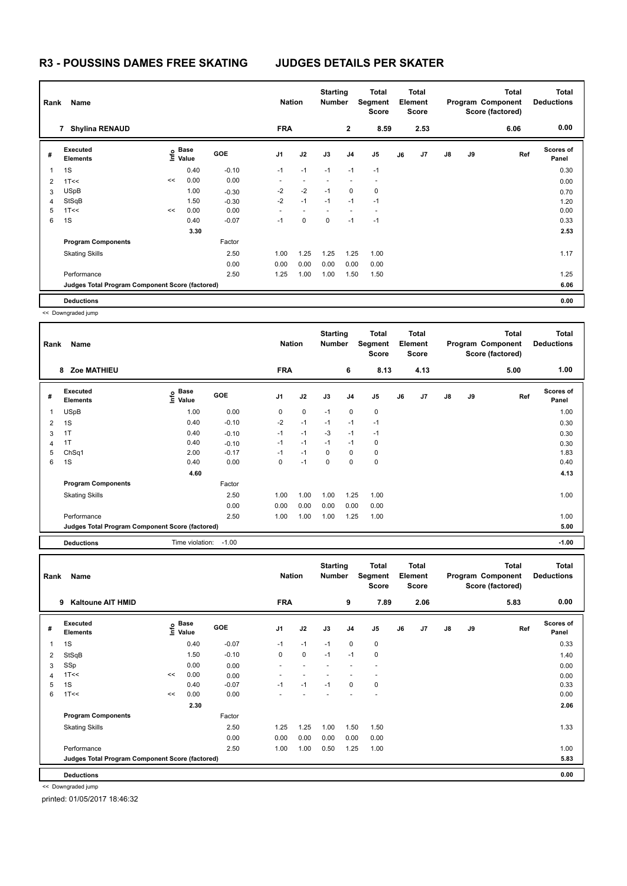# R3 - POUSSINS DAMES FREE SKATING JUDGES DETAILS PER SKATER

| Rank | Name | Nation | Starting Number | Total Segment Score | Total Element Score | Total Program Component Score (factored) | Total Deductions |
|---|---|---|---|---|---|---|---|
| 7 | Shylina RENAUD | FRA | 2 | 8.59 | 2.53 | 6.06 | 0.00 |

| # | Executed Elements | Info | Base Value | GOE | J1 | J2 | J3 | J4 | J5 | J6 | J7 | J8 | J9 | Ref | Scores of Panel |
|---|---|---|---|---|---|---|---|---|---|---|---|---|---|---|---|
| 1 | 1S | | 0.40 | -0.10 | -1 | -1 | -1 | -1 | -1 | | | | | | 0.30 |
| 2 | 1T<< | << | 0.00 | 0.00 | - | - | - | - | - | | | | | | 0.00 |
| 3 | USpB | | 1.00 | -0.30 | -2 | -2 | -1 | 0 | 0 | | | | | | 0.70 |
| 4 | StSqB | | 1.50 | -0.30 | -2 | -1 | -1 | -1 | -1 | | | | | | 1.20 |
| 5 | 1T<< | << | 0.00 | 0.00 | - | - | - | - | - | | | | | | 0.00 |
| 6 | 1S | | 0.40 | -0.07 | -1 | 0 | 0 | -1 | -1 | | | | | | 0.33 |
| | | | 3.30 | | | | | | | | | | | | 2.53 |
| | **Program Components** | | | Factor | | | | | | | | | | | |
| | Skating Skills | | | 2.50 | 1.00 | 1.25 | 1.25 | 1.25 | 1.00 | | | | | | 1.17 |
| | | | | 0.00 | 0.00 | 0.00 | 0.00 | 0.00 | 0.00 | | | | | | |
| | Performance | | | 2.50 | 1.25 | 1.00 | 1.00 | 1.50 | 1.50 | | | | | | 1.25 |
| | **Judges Total Program Component Score (factored)** | | | | | | | | | | | | | | 6.06 |
| | **Deductions** | | | | | | | | | | | | | | 0.00 |

<< Downgraded jump

| Rank | Name | Nation | Starting Number | Total Segment Score | Total Element Score | Total Program Component Score (factored) | Total Deductions |
|---|---|---|---|---|---|---|---|
| 8 | Zoe MATHIEU | FRA | 6 | 8.13 | 4.13 | 5.00 | 1.00 |

| # | Executed Elements | Info | Base Value | GOE | J1 | J2 | J3 | J4 | J5 | J6 | J7 | J8 | J9 | Ref | Scores of Panel |
|---|---|---|---|---|---|---|---|---|---|---|---|---|---|---|---|
| 1 | USpB | | 1.00 | 0.00 | 0 | 0 | -1 | 0 | 0 | | | | | | 1.00 |
| 2 | 1S | | 0.40 | -0.10 | -2 | -1 | -1 | -1 | -1 | | | | | | 0.30 |
| 3 | 1T | | 0.40 | -0.10 | -1 | -1 | -3 | -1 | -1 | | | | | | 0.30 |
| 4 | 1T | | 0.40 | -0.10 | -1 | -1 | -1 | -1 | 0 | | | | | | 0.30 |
| 5 | ChSq1 | | 2.00 | -0.17 | -1 | -1 | 0 | 0 | 0 | | | | | | 1.83 |
| 6 | 1S | | 0.40 | 0.00 | 0 | -1 | 0 | 0 | 0 | | | | | | 0.40 |
| | | | 4.60 | | | | | | | | | | | | 4.13 |
| | **Program Components** | | | Factor | | | | | | | | | | | |
| | Skating Skills | | | 2.50 | 1.00 | 1.00 | 1.00 | 1.25 | 1.00 | | | | | | 1.00 |
| | | | | 0.00 | 0.00 | 0.00 | 0.00 | 0.00 | 0.00 | | | | | | |
| | Performance | | | 2.50 | 1.00 | 1.00 | 1.00 | 1.25 | 1.00 | | | | | | 1.00 |
| | **Judges Total Program Component Score (factored)** | | | | | | | | | | | | | | 5.00 |
| | **Deductions** | Time violation: | -1.00 | | | | | | | | | | | | -1.00 |

| Rank | Name | Nation | Starting Number | Total Segment Score | Total Element Score | Total Program Component Score (factored) | Total Deductions |
|---|---|---|---|---|---|---|---|
| 9 | Kaltoune AIT HMID | FRA | 9 | 7.89 | 2.06 | 5.83 | 0.00 |

| # | Executed Elements | Info | Base Value | GOE | J1 | J2 | J3 | J4 | J5 | J6 | J7 | J8 | J9 | Ref | Scores of Panel |
|---|---|---|---|---|---|---|---|---|---|---|---|---|---|---|---|
| 1 | 1S | | 0.40 | -0.07 | -1 | -1 | -1 | 0 | 0 | | | | | | 0.33 |
| 2 | StSqB | | 1.50 | -0.10 | 0 | 0 | -1 | -1 | 0 | | | | | | 1.40 |
| 3 | SSp | | 0.00 | 0.00 | - | - | - | - | - | | | | | | 0.00 |
| 4 | 1T<< | << | 0.00 | 0.00 | - | - | - | - | - | | | | | | 0.00 |
| 5 | 1S | | 0.40 | -0.07 | -1 | -1 | -1 | 0 | 0 | | | | | | 0.33 |
| 6 | 1T<< | << | 0.00 | 0.00 | - | - | - | - | - | | | | | | 0.00 |
| | | | 2.30 | | | | | | | | | | | | 2.06 |
| | **Program Components** | | | Factor | | | | | | | | | | | |
| | Skating Skills | | | 2.50 | 1.25 | 1.25 | 1.00 | 1.50 | 1.50 | | | | | | 1.33 |
| | | | | 0.00 | 0.00 | 0.00 | 0.00 | 0.00 | 0.00 | | | | | | |
| | Performance | | | 2.50 | 1.00 | 1.00 | 0.50 | 1.25 | 1.00 | | | | | | 1.00 |
| | **Judges Total Program Component Score (factored)** | | | | | | | | | | | | | | 5.83 |
| | **Deductions** | | | | | | | | | | | | | | 0.00 |

<< Downgraded jump

printed: 01/05/2017 18:46:32